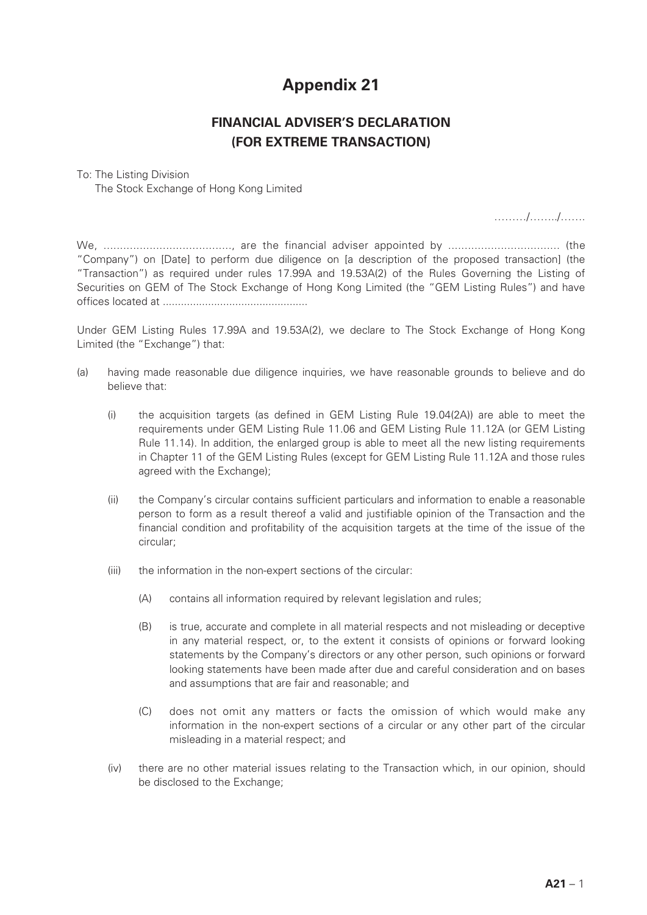# Appendix 21

## FINANCIAL ADVISER'S DECLARATION (FOR EXTREME TRANSACTION)

To: The Listing Division
The Stock Exchange of Hong Kong Limited

………/……../…….

We, ……………………………….., are the financial adviser appointed by …………………………. (the "Company") on [Date] to perform due diligence on [a description of the proposed transaction] (the "Transaction") as required under rules 17.99A and 19.53A(2) of the Rules Governing the Listing of Securities on GEM of The Stock Exchange of Hong Kong Limited (the "GEM Listing Rules") and have offices located at ……………………………………….

Under GEM Listing Rules 17.99A and 19.53A(2), we declare to The Stock Exchange of Hong Kong Limited (the "Exchange") that:

(a) having made reasonable due diligence inquiries, we have reasonable grounds to believe and do believe that:

   (i) the acquisition targets (as defined in GEM Listing Rule 19.04(2A)) are able to meet the requirements under GEM Listing Rule 11.06 and GEM Listing Rule 11.12A (or GEM Listing Rule 11.14). In addition, the enlarged group is able to meet all the new listing requirements in Chapter 11 of the GEM Listing Rules (except for GEM Listing Rule 11.12A and those rules agreed with the Exchange);

   (ii) the Company's circular contains sufficient particulars and information to enable a reasonable person to form as a result thereof a valid and justifiable opinion of the Transaction and the financial condition and profitability of the acquisition targets at the time of the issue of the circular;

   (iii) the information in the non-expert sections of the circular:

      (A) contains all information required by relevant legislation and rules;

      (B) is true, accurate and complete in all material respects and not misleading or deceptive in any material respect, or, to the extent it consists of opinions or forward looking statements by the Company's directors or any other person, such opinions or forward looking statements have been made after due and careful consideration and on bases and assumptions that are fair and reasonable; and

      (C) does not omit any matters or facts the omission of which would make any information in the non-expert sections of a circular or any other part of the circular misleading in a material respect; and

   (iv) there are no other material issues relating to the Transaction which, in our opinion, should be disclosed to the Exchange;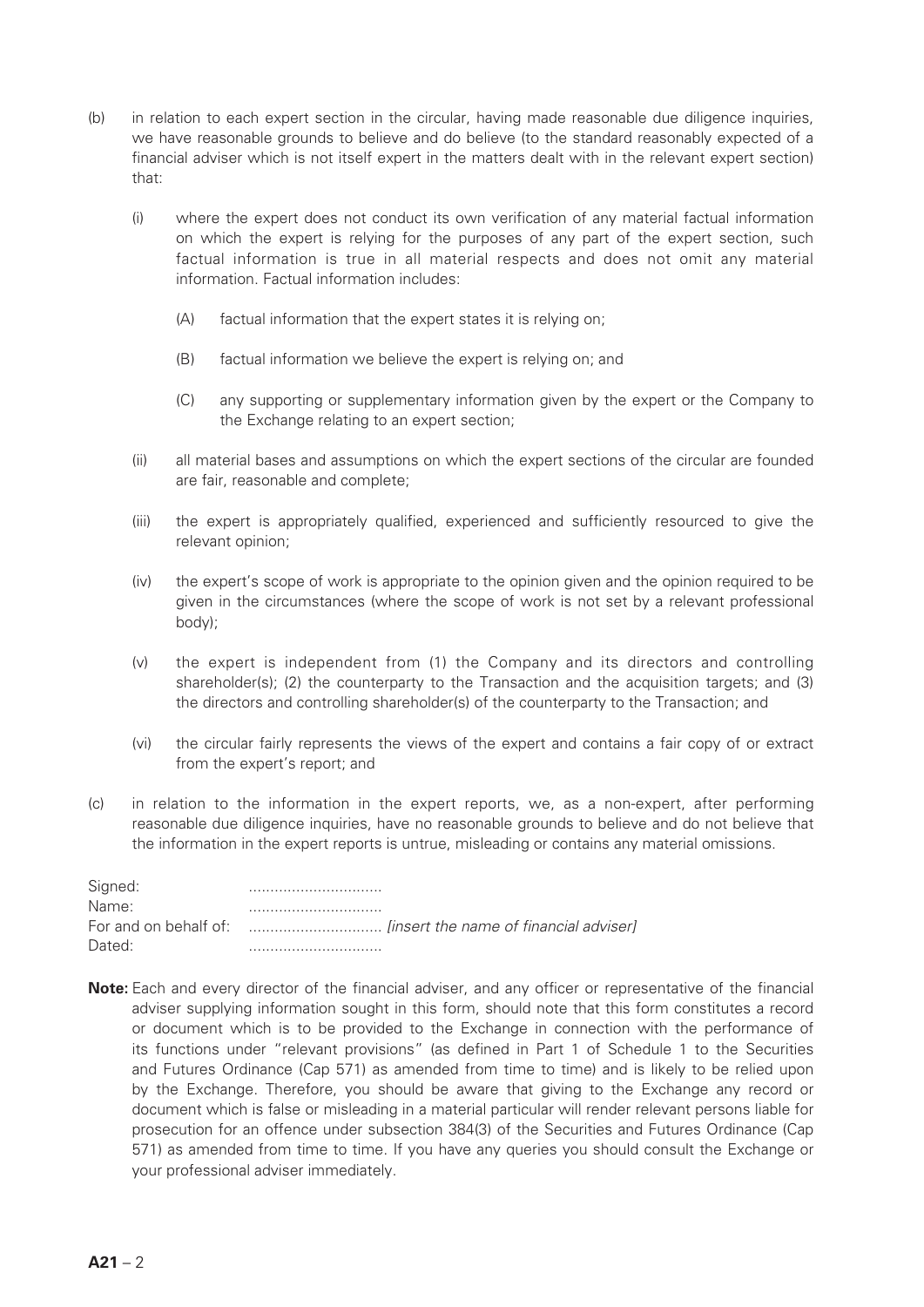(b) in relation to each expert section in the circular, having made reasonable due diligence inquiries, we have reasonable grounds to believe and do believe (to the standard reasonably expected of a financial adviser which is not itself expert in the matters dealt with in the relevant expert section) that:

  (i) where the expert does not conduct its own verification of any material factual information on which the expert is relying for the purposes of any part of the expert section, such factual information is true in all material respects and does not omit any material information. Factual information includes:

    (A) factual information that the expert states it is relying on;

    (B) factual information we believe the expert is relying on; and

    (C) any supporting or supplementary information given by the expert or the Company to the Exchange relating to an expert section;

  (ii) all material bases and assumptions on which the expert sections of the circular are founded are fair, reasonable and complete;

  (iii) the expert is appropriately qualified, experienced and sufficiently resourced to give the relevant opinion;

  (iv) the expert's scope of work is appropriate to the opinion given and the opinion required to be given in the circumstances (where the scope of work is not set by a relevant professional body);

  (v) the expert is independent from (1) the Company and its directors and controlling shareholder(s); (2) the counterparty to the Transaction and the acquisition targets; and (3) the directors and controlling shareholder(s) of the counterparty to the Transaction; and

  (vi) the circular fairly represents the views of the expert and contains a fair copy of or extract from the expert's report; and

(c) in relation to the information in the expert reports, we, as a non-expert, after performing reasonable due diligence inquiries, have no reasonable grounds to believe and do not believe that the information in the expert reports is untrue, misleading or contains any material omissions.

Signed: ..............................

Name: ..............................

For and on behalf of: .............................. *[insert the name of financial adviser]*

Dated: ..............................

**Note:** Each and every director of the financial adviser, and any officer or representative of the financial adviser supplying information sought in this form, should note that this form constitutes a record or document which is to be provided to the Exchange in connection with the performance of its functions under "relevant provisions" (as defined in Part 1 of Schedule 1 to the Securities and Futures Ordinance (Cap 571) as amended from time to time) and is likely to be relied upon by the Exchange. Therefore, you should be aware that giving to the Exchange any record or document which is false or misleading in a material particular will render relevant persons liable for prosecution for an offence under subsection 384(3) of the Securities and Futures Ordinance (Cap 571) as amended from time to time. If you have any queries you should consult the Exchange or your professional adviser immediately.